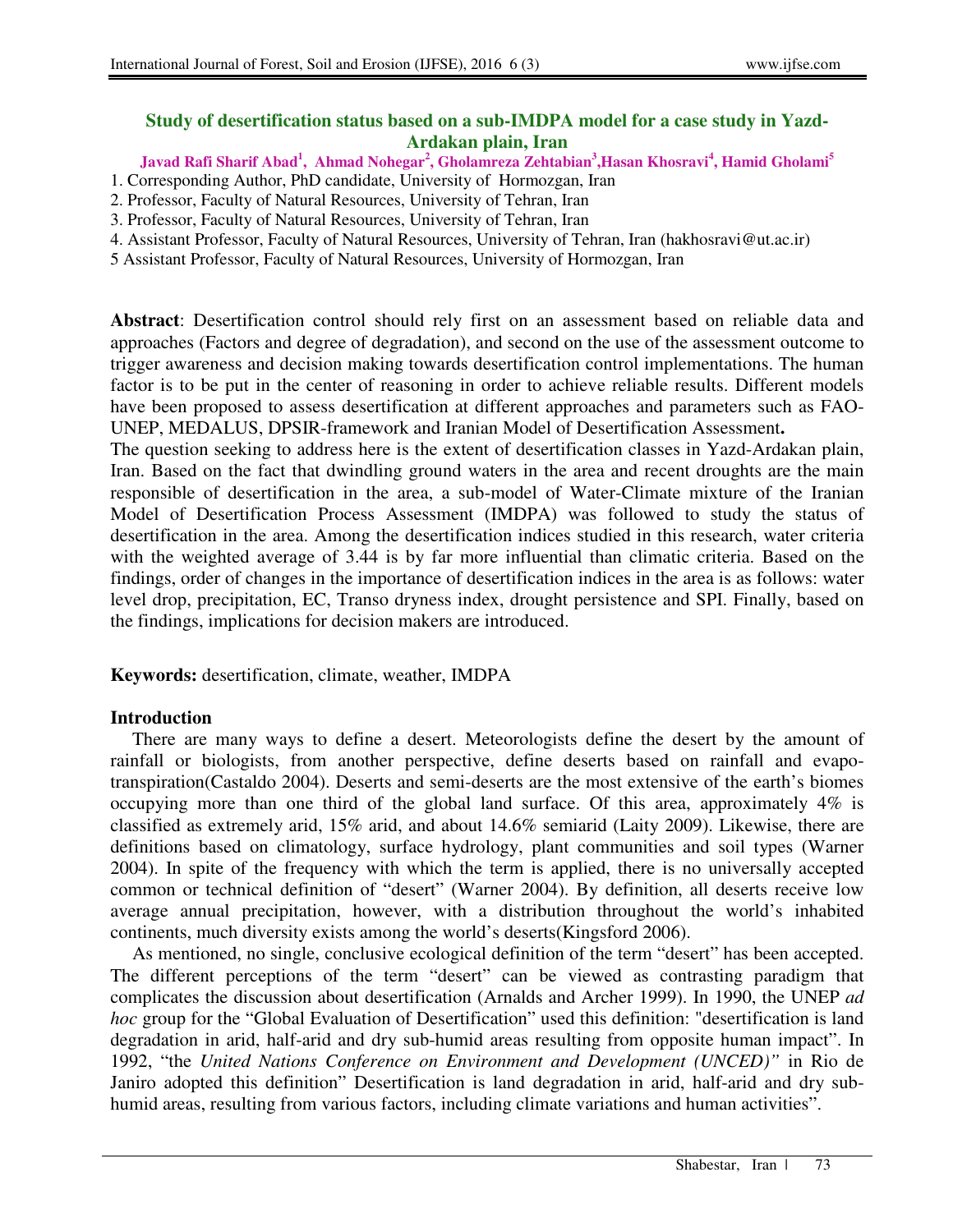# Study of desertification status based on a sub-IMDPA model for a case study in Yazd-Ardakan plain, Iran

**Javad Rafi Sharif Abad[1], Ahmad Nohegar[2], Gholamreza Zehtabian[3], Hasan Khosravi[4], Hamid Gholami[5]**

1. Corresponding Author, PhD candidate, University of Hormozgan, Iran
2. Professor, Faculty of Natural Resources, University of Tehran, Iran
3. Professor, Faculty of Natural Resources, University of Tehran, Iran
4. Assistant Professor, Faculty of Natural Resources, University of Tehran, Iran (hakhosravi@ut.ac.ir)
5. Assistant Professor, Faculty of Natural Resources, University of Hormozgan, Iran

**Abstract**: Desertification control should rely first on an assessment based on reliable data and approaches (Factors and degree of degradation), and second on the use of the assessment outcome to trigger awareness and decision making towards desertification control implementations. The human factor is to be put in the center of reasoning in order to achieve reliable results. Different models have been proposed to assess desertification at different approaches and parameters such as FAO-UNEP, MEDALUS, DPSIR-framework and Iranian Model of Desertification Assessment**.**

The question seeking to address here is the extent of desertification classes in Yazd-Ardakan plain, Iran. Based on the fact that dwindling ground waters in the area and recent droughts are the main responsible of desertification in the area, a sub-model of Water-Climate mixture of the Iranian Model of Desertification Process Assessment (IMDPA) was followed to study the status of desertification in the area. Among the desertification indices studied in this research, water criteria with the weighted average of 3.44 is by far more influential than climatic criteria. Based on the findings, order of changes in the importance of desertification indices in the area is as follows: water level drop, precipitation, EC, Transo dryness index, drought persistence and SPI. Finally, based on the findings, implications for decision makers are introduced.

**Keywords:** desertification, climate, weather, IMDPA

## Introduction

There are many ways to define a desert. Meteorologists define the desert by the amount of rainfall or biologists, from another perspective, define deserts based on rainfall and evapo-transpiration(Castaldo 2004). Deserts and semi-deserts are the most extensive of the earth's biomes occupying more than one third of the global land surface. Of this area, approximately 4% is classified as extremely arid, 15% arid, and about 14.6% semiarid (Laity 2009). Likewise, there are definitions based on climatology, surface hydrology, plant communities and soil types (Warner 2004). In spite of the frequency with which the term is applied, there is no universally accepted common or technical definition of "desert" (Warner 2004). By definition, all deserts receive low average annual precipitation, however, with a distribution throughout the world's inhabited continents, much diversity exists among the world's deserts(Kingsford 2006).

As mentioned, no single, conclusive ecological definition of the term "desert" has been accepted. The different perceptions of the term "desert" can be viewed as contrasting paradigm that complicates the discussion about desertification (Arnalds and Archer 1999). In 1990, the UNEP *ad hoc* group for the "Global Evaluation of Desertification" used this definition: "desertification is land degradation in arid, half-arid and dry sub-humid areas resulting from opposite human impact". In 1992, "the *United Nations Conference on Environment and Development (UNCED)"* in Rio de Janiro adopted this definition" Desertification is land degradation in arid, half-arid and dry sub-humid areas, resulting from various factors, including climate variations and human activities".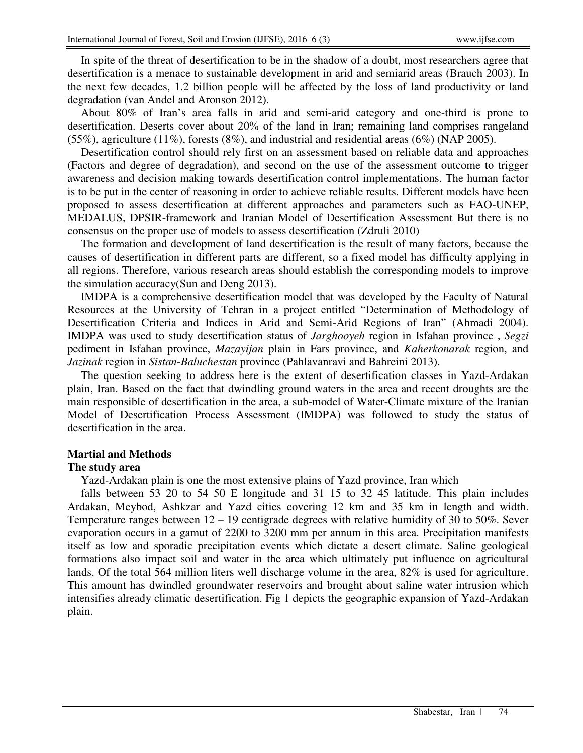In spite of the threat of desertification to be in the shadow of a doubt, most researchers agree that desertification is a menace to sustainable development in arid and semiarid areas (Brauch 2003). In the next few decades, 1.2 billion people will be affected by the loss of land productivity or land degradation (van Andel and Aronson 2012).

About 80% of Iran's area falls in arid and semi-arid category and one-third is prone to desertification. Deserts cover about 20% of the land in Iran; remaining land comprises rangeland (55%), agriculture (11%), forests (8%), and industrial and residential areas (6%) (NAP 2005).

Desertification control should rely first on an assessment based on reliable data and approaches (Factors and degree of degradation), and second on the use of the assessment outcome to trigger awareness and decision making towards desertification control implementations. The human factor is to be put in the center of reasoning in order to achieve reliable results. Different models have been proposed to assess desertification at different approaches and parameters such as FAO-UNEP, MEDALUS, DPSIR-framework and Iranian Model of Desertification Assessment But there is no consensus on the proper use of models to assess desertification (Zdruli 2010)

The formation and development of land desertification is the result of many factors, because the causes of desertification in different parts are different, so a fixed model has difficulty applying in all regions. Therefore, various research areas should establish the corresponding models to improve the simulation accuracy(Sun and Deng 2013).

IMDPA is a comprehensive desertification model that was developed by the Faculty of Natural Resources at the University of Tehran in a project entitled "Determination of Methodology of Desertification Criteria and Indices in Arid and Semi-Arid Regions of Iran" (Ahmadi 2004). IMDPA was used to study desertification status of *Jarghooyeh* region in Isfahan province , *Segzi* pediment in Isfahan province, *Mazayijan* plain in Fars province, and *Kaherkonarak* region, and *Jazinak* region in *Sistan-Baluchestan* province (Pahlavanravi and Bahreini 2013).

The question seeking to address here is the extent of desertification classes in Yazd-Ardakan plain, Iran. Based on the fact that dwindling ground waters in the area and recent droughts are the main responsible of desertification in the area, a sub-model of Water-Climate mixture of the Iranian Model of Desertification Process Assessment (IMDPA) was followed to study the status of desertification in the area.

## Martial and Methods

### The study area

Yazd-Ardakan plain is one the most extensive plains of Yazd province, Iran which falls between 53 20 to 54 50 E longitude and 31 15 to 32 45 latitude. This plain includes Ardakan, Meybod, Ashkzar and Yazd cities covering 12 km and 35 km in length and width. Temperature ranges between 12 – 19 centigrade degrees with relative humidity of 30 to 50%. Sever evaporation occurs in a gamut of 2200 to 3200 mm per annum in this area. Precipitation manifests itself as low and sporadic precipitation events which dictate a desert climate. Saline geological formations also impact soil and water in the area which ultimately put influence on agricultural lands. Of the total 564 million liters well discharge volume in the area, 82% is used for agriculture. This amount has dwindled groundwater reservoirs and brought about saline water intrusion which intensifies already climatic desertification. Fig 1 depicts the geographic expansion of Yazd-Ardakan plain.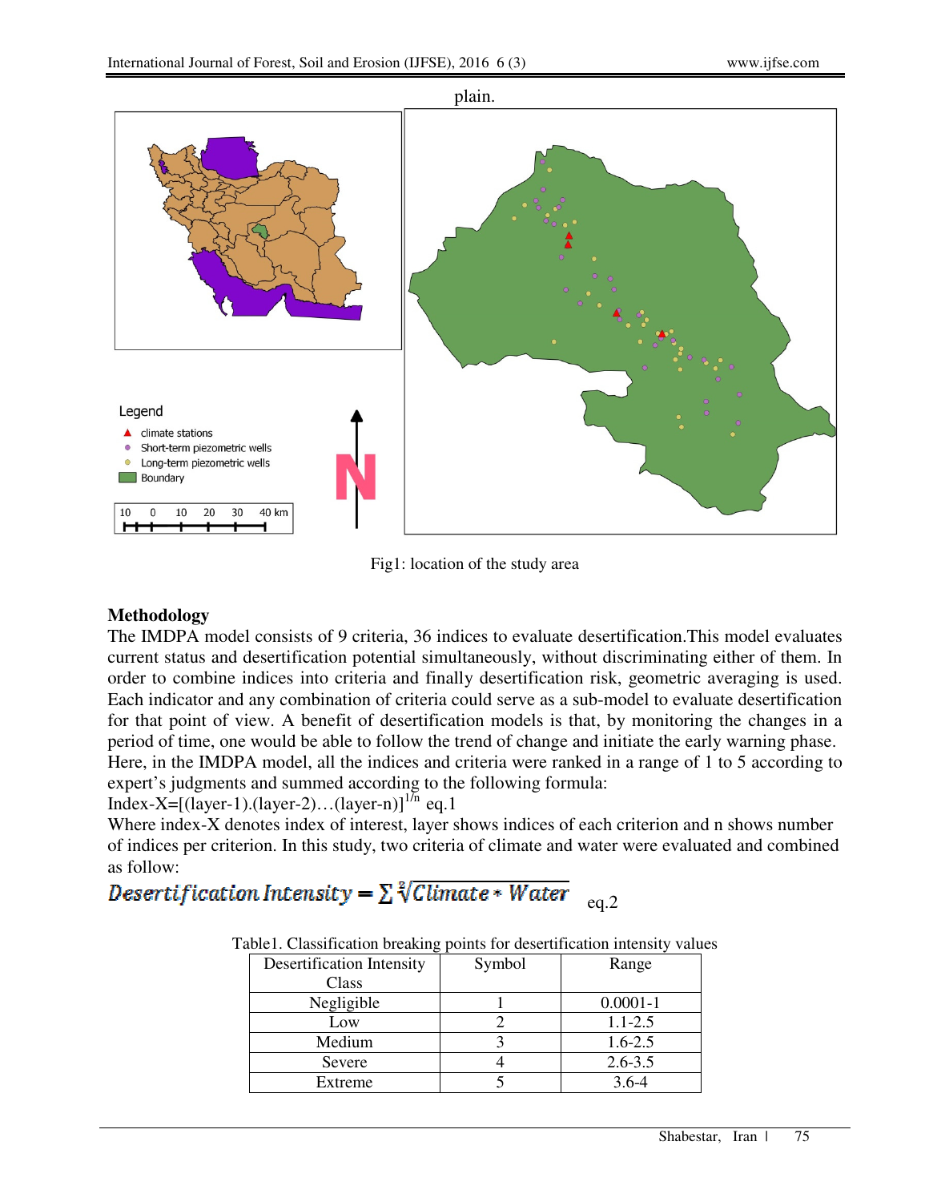plain.

Fig1: location of the study area

## Methodology

The IMDPA model consists of 9 criteria, 36 indices to evaluate desertification.This model evaluates current status and desertification potential simultaneously, without discriminating either of them. In order to combine indices into criteria and finally desertification risk, geometric averaging is used. Each indicator and any combination of criteria could serve as a sub-model to evaluate desertification for that point of view. A benefit of desertification models is that, by monitoring the changes in a period of time, one would be able to follow the trend of change and initiate the early warning phase. Here, in the IMDPA model, all the indices and criteria were ranked in a range of 1 to 5 according to expert's judgments and summed according to the following formula:

Index-X=$[(\text{layer-1}).(\text{layer-2})\ldots(\text{layer-n})]^{1/n}$ eq.1

Where index-X denotes index of interest, layer shows indices of each criterion and n shows number of indices per criterion. In this study, two criteria of climate and water were evaluated and combined as follow:

$$\text{Desertification Intensity} = \sum \sqrt[2]{\text{Climate} * \text{Water}} \quad \text{eq.2}$$

Table1. Classification breaking points for desertification intensity values

| Desertification Intensity Class | Symbol | Range |
|---|---|---|
| Negligible | 1 | 0.0001-1 |
| Low | 2 | 1.1-2.5 |
| Medium | 3 | 1.6-2.5 |
| Severe | 4 | 2.6-3.5 |
| Extreme | 5 | 3.6-4 |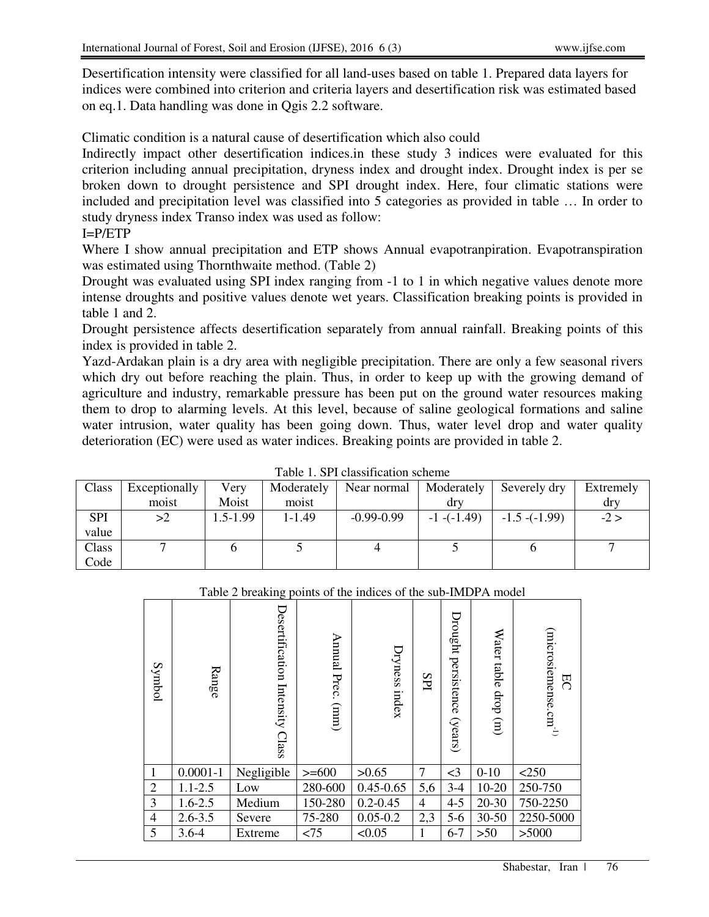Desertification intensity were classified for all land-uses based on table 1. Prepared data layers for indices were combined into criterion and criteria layers and desertification risk was estimated based on eq.1. Data handling was done in Qgis 2.2 software.

Climatic condition is a natural cause of desertification which also could
Indirectly impact other desertification indices.in these study 3 indices were evaluated for this criterion including annual precipitation, dryness index and drought index. Drought index is per se broken down to drought persistence and SPI drought index. Here, four climatic stations were included and precipitation level was classified into 5 categories as provided in table … In order to study dryness index Transo index was used as follow:

$$I=P/ETP$$

Where I show annual precipitation and ETP shows Annual evapotranpiration. Evapotranspiration was estimated using Thornthwaite method. (Table 2)

Drought was evaluated using SPI index ranging from -1 to 1 in which negative values denote more intense droughts and positive values denote wet years. Classification breaking points is provided in table 1 and 2.

Drought persistence affects desertification separately from annual rainfall. Breaking points of this index is provided in table 2.

Yazd-Ardakan plain is a dry area with negligible precipitation. There are only a few seasonal rivers which dry out before reaching the plain. Thus, in order to keep up with the growing demand of agriculture and industry, remarkable pressure has been put on the ground water resources making them to drop to alarming levels. At this level, because of saline geological formations and saline water intrusion, water quality has been going down. Thus, water level drop and water quality deterioration (EC) were used as water indices. Breaking points are provided in table 2.

Table 1. SPI classification scheme

| Class | Exceptionally moist | Very Moist | Moderately moist | Near normal | Moderately dry | Severely dry | Extremely dry |
|---|---|---|---|---|---|---|---|
| SPI value | >2 | 1.5-1.99 | 1-1.49 | -0.99-0.99 | -1 -(-1.49) | -1.5 -(-1.99) | -2 > |
| Class Code | 7 | 6 | 5 | 4 | 5 | 6 | 7 |

Table 2 breaking points of the indices of the sub-IMDPA model

| Symbol | Range | Desertification Intensity Class | Annual Prec. (mm) | Dryness index | SPI | Drought persistence (years) | Water table drop (m) | EC (microsiemense.cm$^{-1}$) |
|---|---|---|---|---|---|---|---|---|
| 1 | 0.0001-1 | Negligible | >=600 | >0.65 | 7 | <3 | 0-10 | <250 |
| 2 | 1.1-2.5 | Low | 280-600 | 0.45-0.65 | 5,6 | 3-4 | 10-20 | 250-750 |
| 3 | 1.6-2.5 | Medium | 150-280 | 0.2-0.45 | 4 | 4-5 | 20-30 | 750-2250 |
| 4 | 2.6-3.5 | Severe | 75-280 | 0.05-0.2 | 2,3 | 5-6 | 30-50 | 2250-5000 |
| 5 | 3.6-4 | Extreme | <75 | <0.05 | 1 | 6-7 | >50 | >5000 |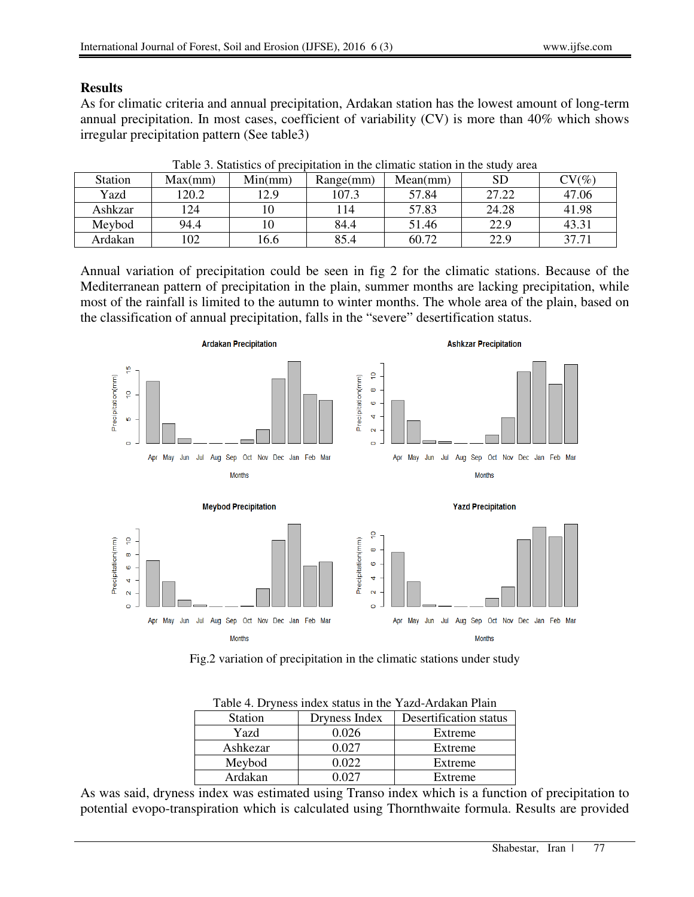## Results

As for climatic criteria and annual precipitation, Ardakan station has the lowest amount of long-term annual precipitation. In most cases, coefficient of variability (CV) is more than 40% which shows irregular precipitation pattern (See table3)

Table 3. Statistics of precipitation in the climatic station in the study area

| Station | Max(mm) | Min(mm) | Range(mm) | Mean(mm) | SD | CV(%) |
|---|---|---|---|---|---|---|
| Yazd | 120.2 | 12.9 | 107.3 | 57.84 | 27.22 | 47.06 |
| Ashkzar | 124 | 10 | 114 | 57.83 | 24.28 | 41.98 |
| Meybod | 94.4 | 10 | 84.4 | 51.46 | 22.9 | 43.31 |
| Ardakan | 102 | 16.6 | 85.4 | 60.72 | 22.9 | 37.71 |

Annual variation of precipitation could be seen in fig 2 for the climatic stations. Because of the Mediterranean pattern of precipitation in the plain, summer months are lacking precipitation, while most of the rainfall is limited to the autumn to winter months. The whole area of the plain, based on the classification of annual precipitation, falls in the "severe" desertification status.

Fig.2 variation of precipitation in the climatic stations under study

Table 4. Dryness index status in the Yazd-Ardakan Plain

| Station | Dryness Index | Desertification status |
|---|---|---|
| Yazd | 0.026 | Extreme |
| Ashkezar | 0.027 | Extreme |
| Meybod | 0.022 | Extreme |
| Ardakan | 0.027 | Extreme |

As was said, dryness index was estimated using Transo index which is a function of precipitation to potential evopo-transpiration which is calculated using Thornthwaite formula. Results are provided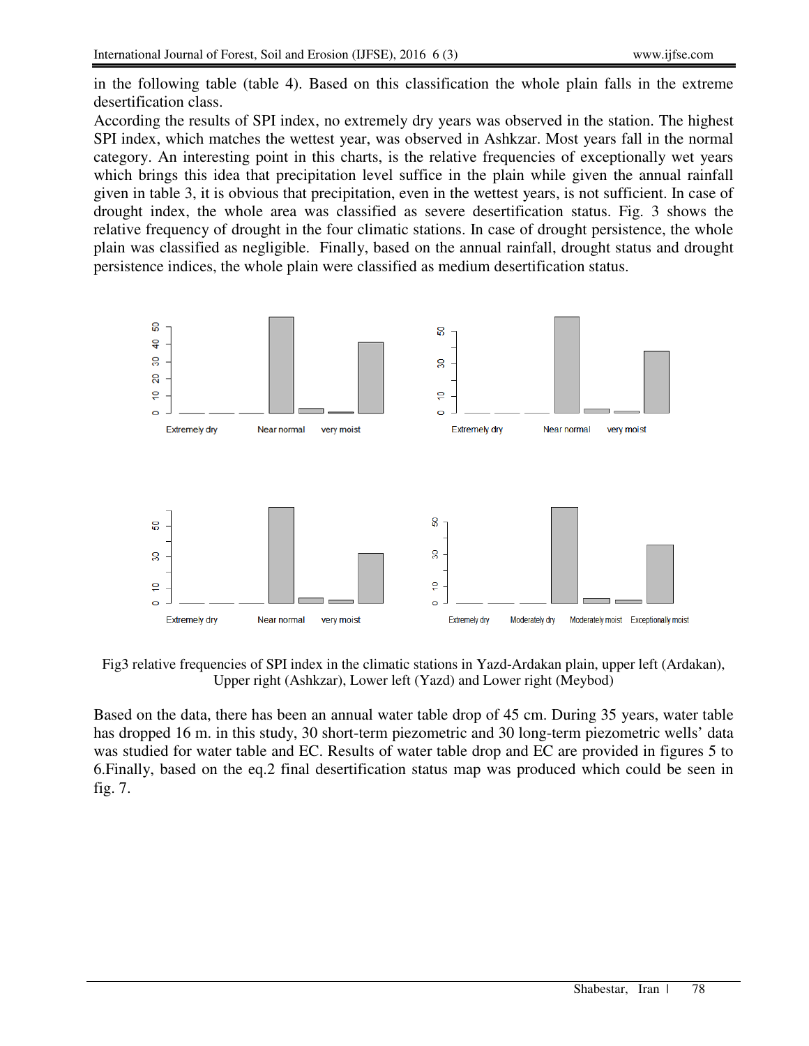in the following table (table 4). Based on this classification the whole plain falls in the extreme desertification class.

According the results of SPI index, no extremely dry years was observed in the station. The highest SPI index, which matches the wettest year, was observed in Ashkzar. Most years fall in the normal category. An interesting point in this charts, is the relative frequencies of exceptionally wet years which brings this idea that precipitation level suffice in the plain while given the annual rainfall given in table 3, it is obvious that precipitation, even in the wettest years, is not sufficient. In case of drought index, the whole area was classified as severe desertification status. Fig. 3 shows the relative frequency of drought in the four climatic stations. In case of drought persistence, the whole plain was classified as negligible. Finally, based on the annual rainfall, drought status and drought persistence indices, the whole plain were classified as medium desertification status.

Fig3 relative frequencies of SPI index in the climatic stations in Yazd-Ardakan plain, upper left (Ardakan), Upper right (Ashkzar), Lower left (Yazd) and Lower right (Meybod)

Based on the data, there has been an annual water table drop of 45 cm. During 35 years, water table has dropped 16 m. in this study, 30 short-term piezometric and 30 long-term piezometric wells' data was studied for water table and EC. Results of water table drop and EC are provided in figures 5 to 6.Finally, based on the eq.2 final desertification status map was produced which could be seen in fig. 7.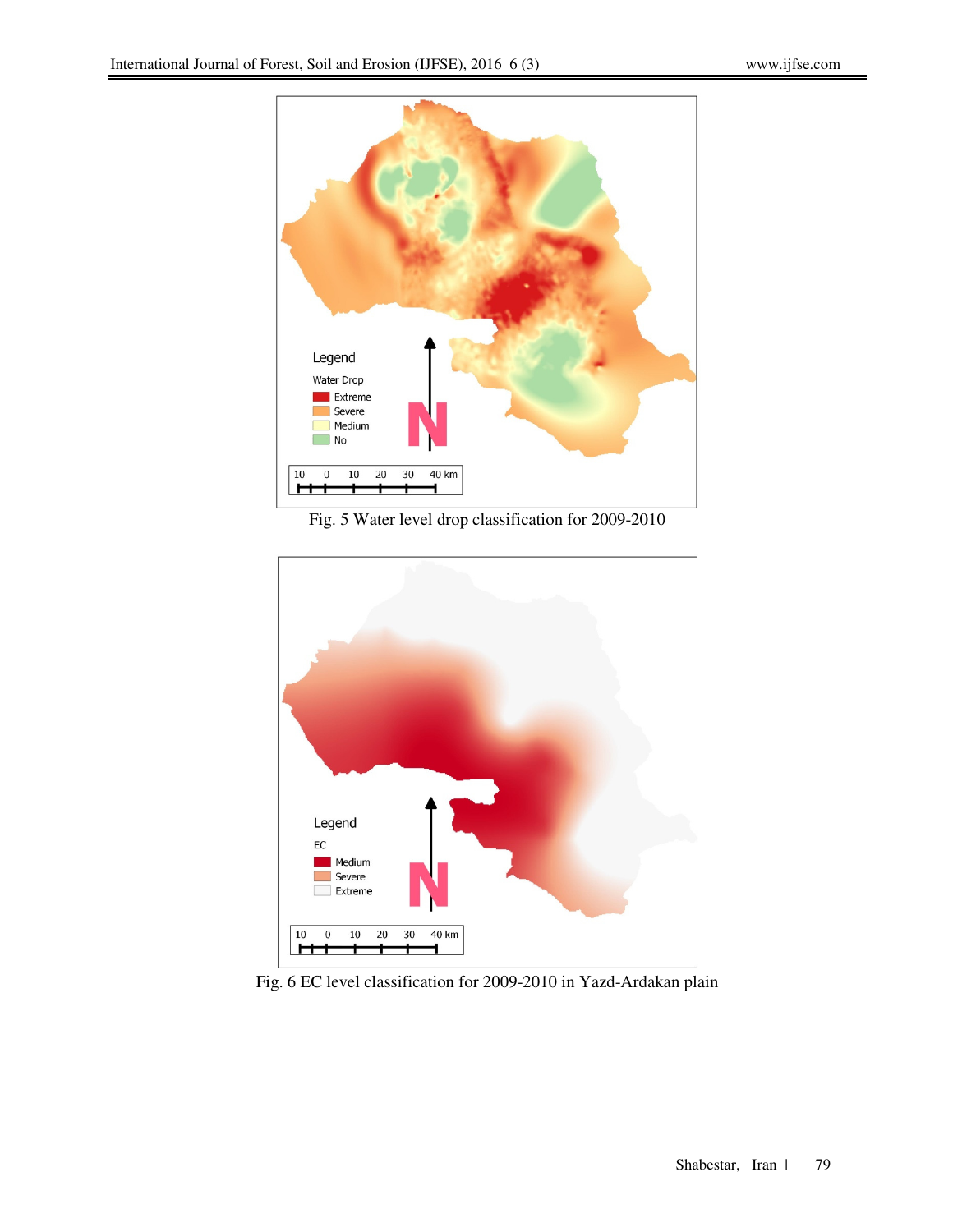Fig. 5 Water level drop classification for 2009-2010

Fig. 6 EC level classification for 2009-2010 in Yazd-Ardakan plain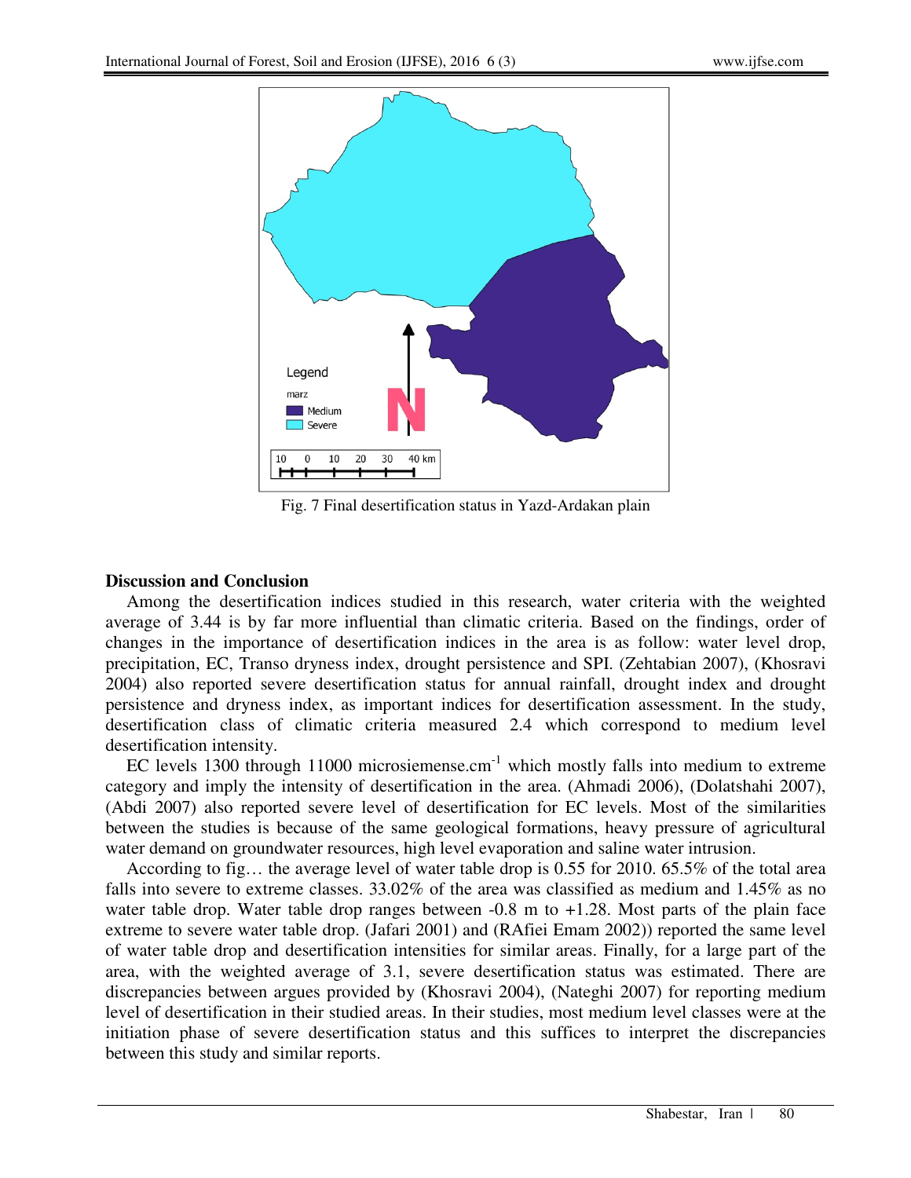Fig. 7 Final desertification status in Yazd-Ardakan plain

## Discussion and Conclusion

Among the desertification indices studied in this research, water criteria with the weighted average of 3.44 is by far more influential than climatic criteria. Based on the findings, order of changes in the importance of desertification indices in the area is as follow: water level drop, precipitation, EC, Transo dryness index, drought persistence and SPI. (Zehtabian 2007), (Khosravi 2004) also reported severe desertification status for annual rainfall, drought index and drought persistence and dryness index, as important indices for desertification assessment. In the study, desertification class of climatic criteria measured 2.4 which correspond to medium level desertification intensity.

EC levels 1300 through 11000 microsiemense.cm$^{-1}$ which mostly falls into medium to extreme category and imply the intensity of desertification in the area. (Ahmadi 2006), (Dolatshahi 2007), (Abdi 2007) also reported severe level of desertification for EC levels. Most of the similarities between the studies is because of the same geological formations, heavy pressure of agricultural water demand on groundwater resources, high level evaporation and saline water intrusion.

According to fig… the average level of water table drop is 0.55 for 2010. 65.5% of the total area falls into severe to extreme classes. 33.02% of the area was classified as medium and 1.45% as no water table drop. Water table drop ranges between -0.8 m to +1.28. Most parts of the plain face extreme to severe water table drop. (Jafari 2001) and (RAfiei Emam 2002)) reported the same level of water table drop and desertification intensities for similar areas. Finally, for a large part of the area, with the weighted average of 3.1, severe desertification status was estimated. There are discrepancies between argues provided by (Khosravi 2004), (Nateghi 2007) for reporting medium level of desertification in their studied areas. In their studies, most medium level classes were at the initiation phase of severe desertification status and this suffices to interpret the discrepancies between this study and similar reports.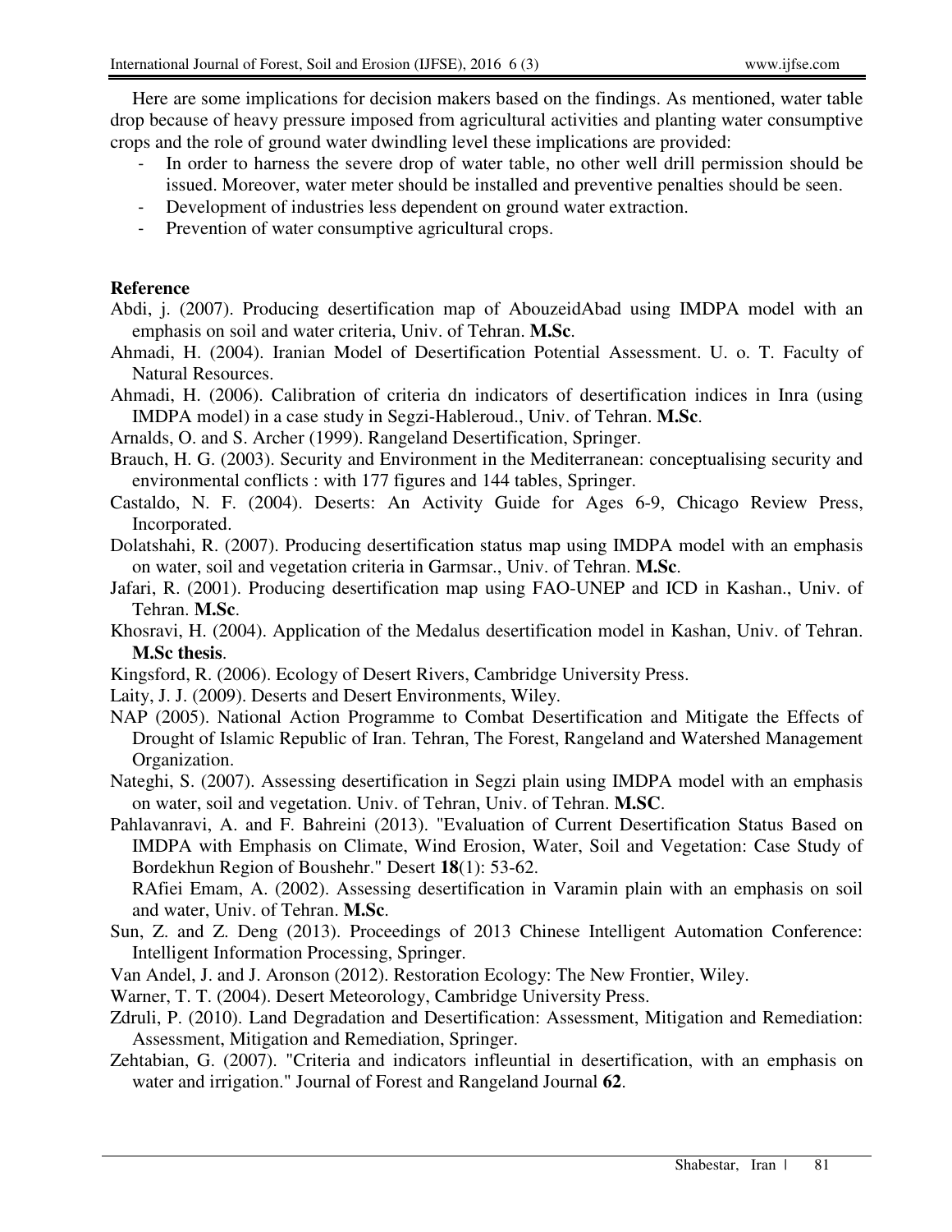Here are some implications for decision makers based on the findings. As mentioned, water table drop because of heavy pressure imposed from agricultural activities and planting water consumptive crops and the role of ground water dwindling level these implications are provided:

- In order to harness the severe drop of water table, no other well drill permission should be issued. Moreover, water meter should be installed and preventive penalties should be seen.
- Development of industries less dependent on ground water extraction.
- Prevention of water consumptive agricultural crops.

## Reference

Abdi, j. (2007). Producing desertification map of AbouzeidAbad using IMDPA model with an emphasis on soil and water criteria, Univ. of Tehran. **M.Sc**.

Ahmadi, H. (2004). Iranian Model of Desertification Potential Assessment. U. o. T. Faculty of Natural Resources.

Ahmadi, H. (2006). Calibration of criteria dn indicators of desertification indices in Inra (using IMDPA model) in a case study in Segzi-Hableroud., Univ. of Tehran. **M.Sc**.

Arnalds, O. and S. Archer (1999). Rangeland Desertification, Springer.

Brauch, H. G. (2003). Security and Environment in the Mediterranean: conceptualising security and environmental conflicts : with 177 figures and 144 tables, Springer.

Castaldo, N. F. (2004). Deserts: An Activity Guide for Ages 6-9, Chicago Review Press, Incorporated.

Dolatshahi, R. (2007). Producing desertification status map using IMDPA model with an emphasis on water, soil and vegetation criteria in Garmsar., Univ. of Tehran. **M.Sc**.

Jafari, R. (2001). Producing desertification map using FAO-UNEP and ICD in Kashan., Univ. of Tehran. **M.Sc**.

Khosravi, H. (2004). Application of the Medalus desertification model in Kashan, Univ. of Tehran. **M.Sc thesis**.

Kingsford, R. (2006). Ecology of Desert Rivers, Cambridge University Press.

Laity, J. J. (2009). Deserts and Desert Environments, Wiley.

NAP (2005). National Action Programme to Combat Desertification and Mitigate the Effects of Drought of Islamic Republic of Iran. Tehran, The Forest, Rangeland and Watershed Management Organization.

Nateghi, S. (2007). Assessing desertification in Segzi plain using IMDPA model with an emphasis on water, soil and vegetation. Univ. of Tehran, Univ. of Tehran. **M.SC**.

Pahlavanravi, A. and F. Bahreini (2013). "Evaluation of Current Desertification Status Based on IMDPA with Emphasis on Climate, Wind Erosion, Water, Soil and Vegetation: Case Study of Bordekhun Region of Boushehr." Desert **18**(1): 53-62.

RAfiei Emam, A. (2002). Assessing desertification in Varamin plain with an emphasis on soil and water, Univ. of Tehran. **M.Sc**.

Sun, Z. and Z. Deng (2013). Proceedings of 2013 Chinese Intelligent Automation Conference: Intelligent Information Processing, Springer.

Van Andel, J. and J. Aronson (2012). Restoration Ecology: The New Frontier, Wiley.

Warner, T. T. (2004). Desert Meteorology, Cambridge University Press.

Zdruli, P. (2010). Land Degradation and Desertification: Assessment, Mitigation and Remediation: Assessment, Mitigation and Remediation, Springer.

Zehtabian, G. (2007). "Criteria and indicators infleuntial in desertification, with an emphasis on water and irrigation." Journal of Forest and Rangeland Journal **62**.